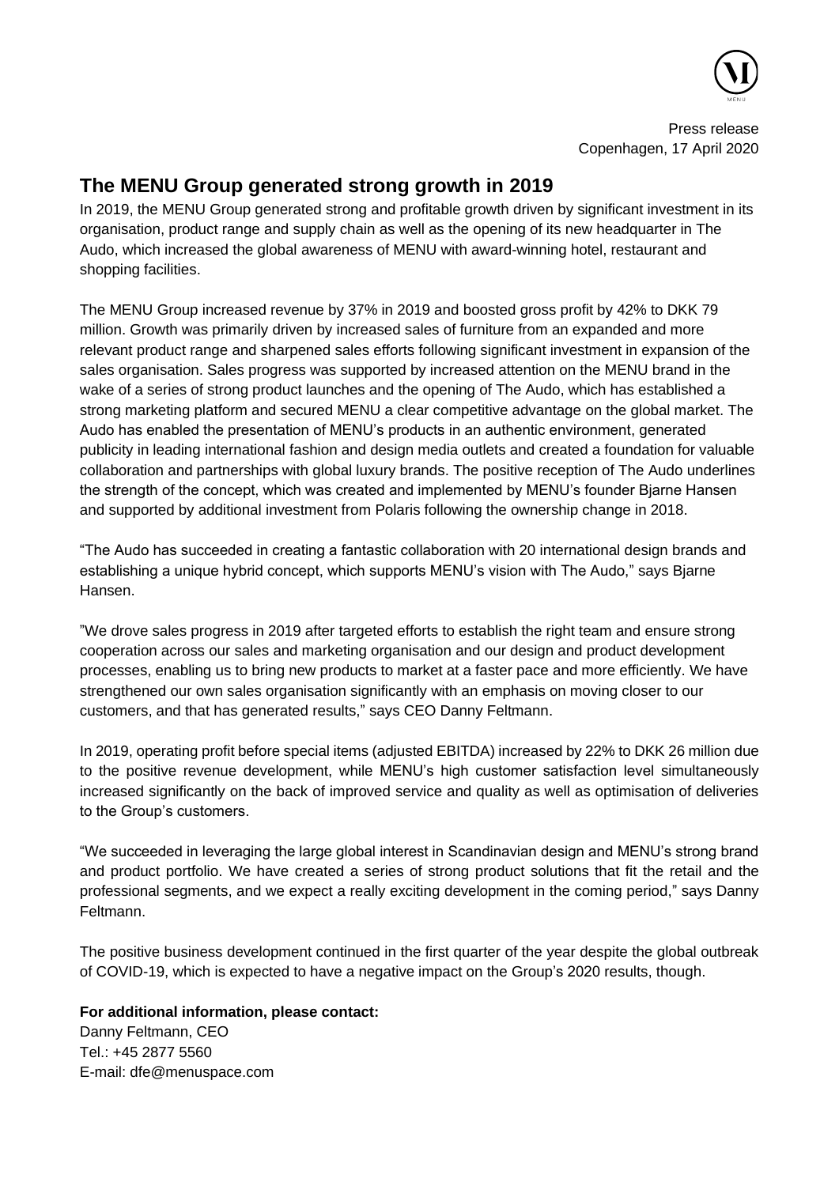Press release
Copenhagen, 17 April 2020

# The MENU Group generated strong growth in 2019

In 2019, the MENU Group generated strong and profitable growth driven by significant investment in its organisation, product range and supply chain as well as the opening of its new headquarter in The Audo, which increased the global awareness of MENU with award-winning hotel, restaurant and shopping facilities.

The MENU Group increased revenue by 37% in 2019 and boosted gross profit by 42% to DKK 79 million. Growth was primarily driven by increased sales of furniture from an expanded and more relevant product range and sharpened sales efforts following significant investment in expansion of the sales organisation. Sales progress was supported by increased attention on the MENU brand in the wake of a series of strong product launches and the opening of The Audo, which has established a strong marketing platform and secured MENU a clear competitive advantage on the global market. The Audo has enabled the presentation of MENU's products in an authentic environment, generated publicity in leading international fashion and design media outlets and created a foundation for valuable collaboration and partnerships with global luxury brands. The positive reception of The Audo underlines the strength of the concept, which was created and implemented by MENU's founder Bjarne Hansen and supported by additional investment from Polaris following the ownership change in 2018.

"The Audo has succeeded in creating a fantastic collaboration with 20 international design brands and establishing a unique hybrid concept, which supports MENU's vision with The Audo," says Bjarne Hansen.

"We drove sales progress in 2019 after targeted efforts to establish the right team and ensure strong cooperation across our sales and marketing organisation and our design and product development processes, enabling us to bring new products to market at a faster pace and more efficiently. We have strengthened our own sales organisation significantly with an emphasis on moving closer to our customers, and that has generated results," says CEO Danny Feltmann.

In 2019, operating profit before special items (adjusted EBITDA) increased by 22% to DKK 26 million due to the positive revenue development, while MENU's high customer satisfaction level simultaneously increased significantly on the back of improved service and quality as well as optimisation of deliveries to the Group's customers.

"We succeeded in leveraging the large global interest in Scandinavian design and MENU's strong brand and product portfolio. We have created a series of strong product solutions that fit the retail and the professional segments, and we expect a really exciting development in the coming period," says Danny Feltmann.

The positive business development continued in the first quarter of the year despite the global outbreak of COVID-19, which is expected to have a negative impact on the Group's 2020 results, though.

**For additional information, please contact:**
Danny Feltmann, CEO
Tel.: +45 2877 5560
E-mail: dfe@menuspace.com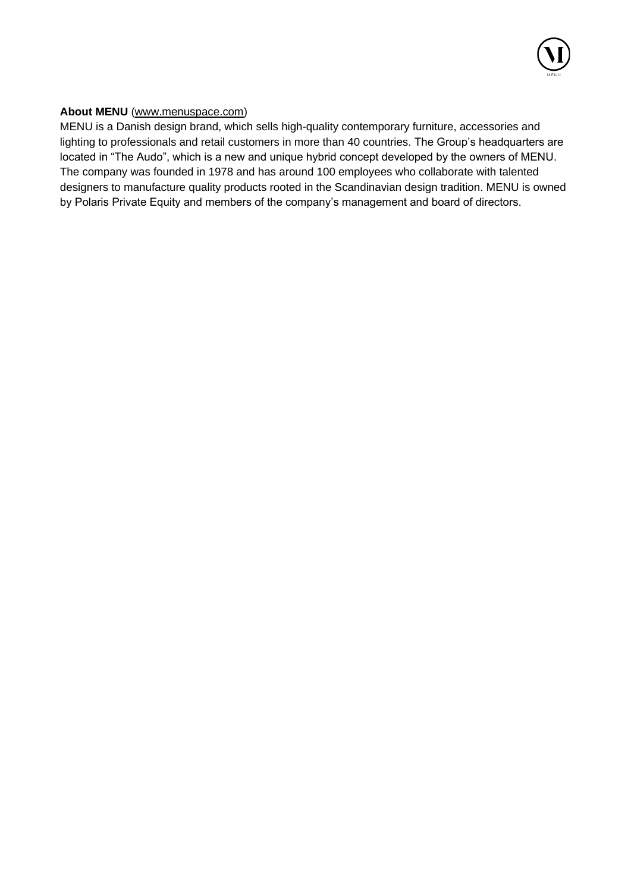**About MENU** (www.menuspace.com)

MENU is a Danish design brand, which sells high-quality contemporary furniture, accessories and lighting to professionals and retail customers in more than 40 countries. The Group's headquarters are located in "The Audo", which is a new and unique hybrid concept developed by the owners of MENU. The company was founded in 1978 and has around 100 employees who collaborate with talented designers to manufacture quality products rooted in the Scandinavian design tradition. MENU is owned by Polaris Private Equity and members of the company's management and board of directors.